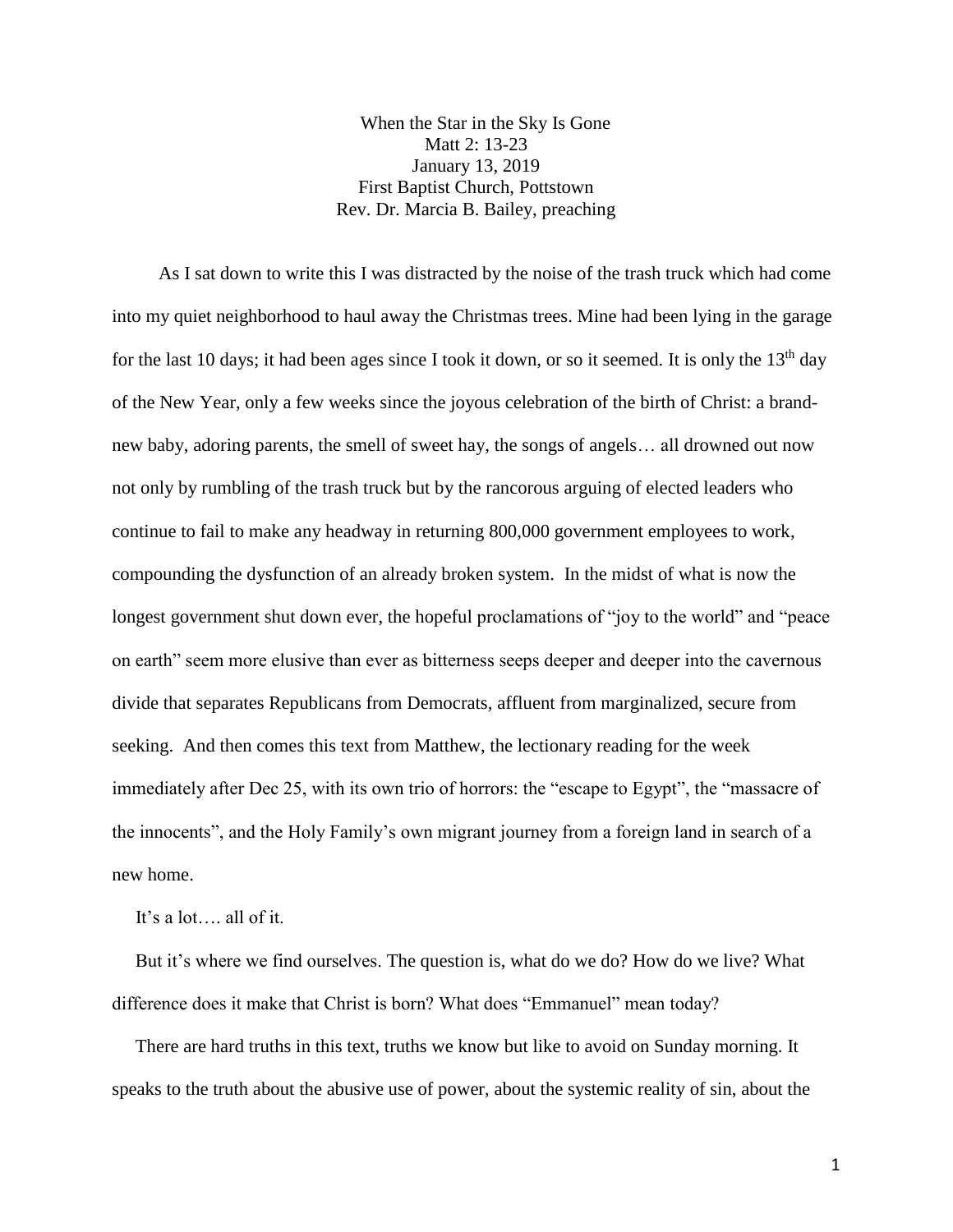# When the Star in the Sky Is Gone

Matt 2: 13-23
January 13, 2019
First Baptist Church, Pottstown
Rev. Dr. Marcia B. Bailey, preaching

As I sat down to write this I was distracted by the noise of the trash truck which had come into my quiet neighborhood to haul away the Christmas trees. Mine had been lying in the garage for the last 10 days; it had been ages since I took it down, or so it seemed. It is only the 13th day of the New Year, only a few weeks since the joyous celebration of the birth of Christ: a brand-new baby, adoring parents, the smell of sweet hay, the songs of angels… all drowned out now not only by rumbling of the trash truck but by the rancorous arguing of elected leaders who continue to fail to make any headway in returning 800,000 government employees to work, compounding the dysfunction of an already broken system. In the midst of what is now the longest government shut down ever, the hopeful proclamations of "joy to the world" and "peace on earth" seem more elusive than ever as bitterness seeps deeper and deeper into the cavernous divide that separates Republicans from Democrats, affluent from marginalized, secure from seeking. And then comes this text from Matthew, the lectionary reading for the week immediately after Dec 25, with its own trio of horrors: the "escape to Egypt", the "massacre of the innocents", and the Holy Family's own migrant journey from a foreign land in search of a new home.

It's a lot…. all of it.

But it's where we find ourselves. The question is, what do we do? How do we live? What difference does it make that Christ is born? What does "Emmanuel" mean today?

There are hard truths in this text, truths we know but like to avoid on Sunday morning. It speaks to the truth about the abusive use of power, about the systemic reality of sin, about the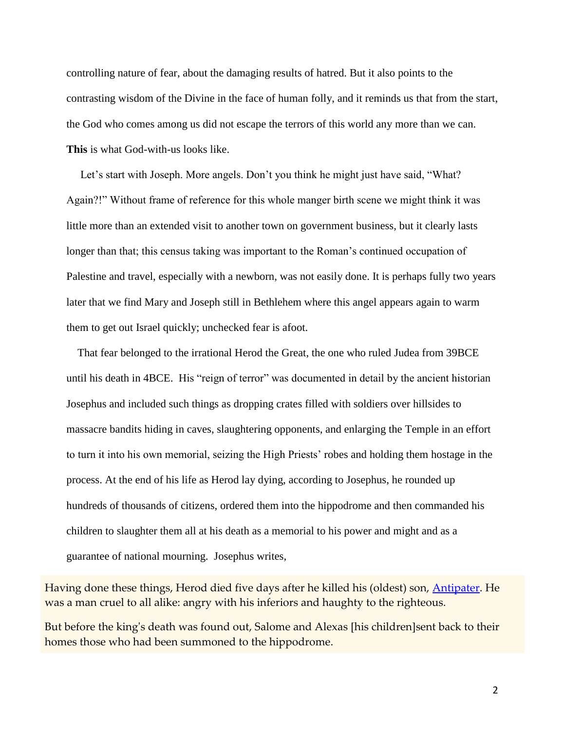controlling nature of fear, about the damaging results of hatred. But it also points to the contrasting wisdom of the Divine in the face of human folly, and it reminds us that from the start, the God who comes among us did not escape the terrors of this world any more than we can. **This** is what God-with-us looks like.

Let's start with Joseph. More angels. Don't you think he might just have said, "What? Again?!" Without frame of reference for this whole manger birth scene we might think it was little more than an extended visit to another town on government business, but it clearly lasts longer than that; this census taking was important to the Roman's continued occupation of Palestine and travel, especially with a newborn, was not easily done. It is perhaps fully two years later that we find Mary and Joseph still in Bethlehem where this angel appears again to warm them to get out Israel quickly; unchecked fear is afoot.

That fear belonged to the irrational Herod the Great, the one who ruled Judea from 39BCE until his death in 4BCE. His "reign of terror" was documented in detail by the ancient historian Josephus and included such things as dropping crates filled with soldiers over hillsides to massacre bandits hiding in caves, slaughtering opponents, and enlarging the Temple in an effort to turn it into his own memorial, seizing the High Priests' robes and holding them hostage in the process. At the end of his life as Herod lay dying, according to Josephus, he rounded up hundreds of thousands of citizens, ordered them into the hippodrome and then commanded his children to slaughter them all at his death as a memorial to his power and might and as a guarantee of national mourning. Josephus writes,

> Having done these things, Herod died five days after he killed his (oldest) son, Antipater. He was a man cruel to all alike: angry with his inferiors and haughty to the righteous.
>
> But before the king's death was found out, Salome and Alexas [his children]sent back to their homes those who had been summoned to the hippodrome.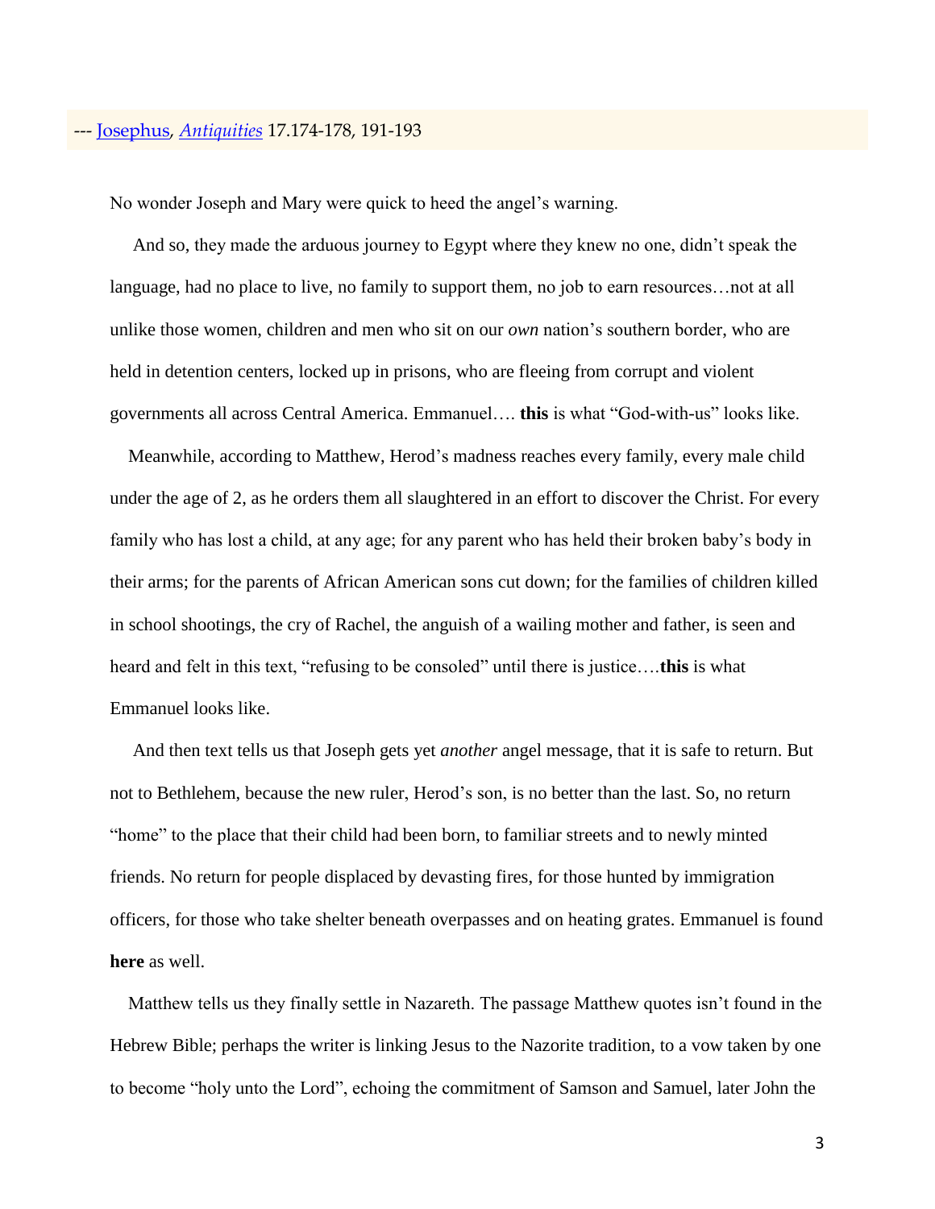--- [Josephus](), *[Antiquities]()* 17.174-178, 191-193

No wonder Joseph and Mary were quick to heed the angel's warning.

And so, they made the arduous journey to Egypt where they knew no one, didn't speak the language, had no place to live, no family to support them, no job to earn resources…not at all unlike those women, children and men who sit on our *own* nation's southern border, who are held in detention centers, locked up in prisons, who are fleeing from corrupt and violent governments all across Central America. Emmanuel…. **this** is what "God-with-us" looks like.

Meanwhile, according to Matthew, Herod's madness reaches every family, every male child under the age of 2, as he orders them all slaughtered in an effort to discover the Christ. For every family who has lost a child, at any age; for any parent who has held their broken baby's body in their arms; for the parents of African American sons cut down; for the families of children killed in school shootings, the cry of Rachel, the anguish of a wailing mother and father, is seen and heard and felt in this text, "refusing to be consoled" until there is justice….**this** is what Emmanuel looks like.

And then text tells us that Joseph gets yet *another* angel message, that it is safe to return. But not to Bethlehem, because the new ruler, Herod's son, is no better than the last. So, no return "home" to the place that their child had been born, to familiar streets and to newly minted friends. No return for people displaced by devasting fires, for those hunted by immigration officers, for those who take shelter beneath overpasses and on heating grates. Emmanuel is found **here** as well.

Matthew tells us they finally settle in Nazareth. The passage Matthew quotes isn't found in the Hebrew Bible; perhaps the writer is linking Jesus to the Nazorite tradition, to a vow taken by one to become "holy unto the Lord", echoing the commitment of Samson and Samuel, later John the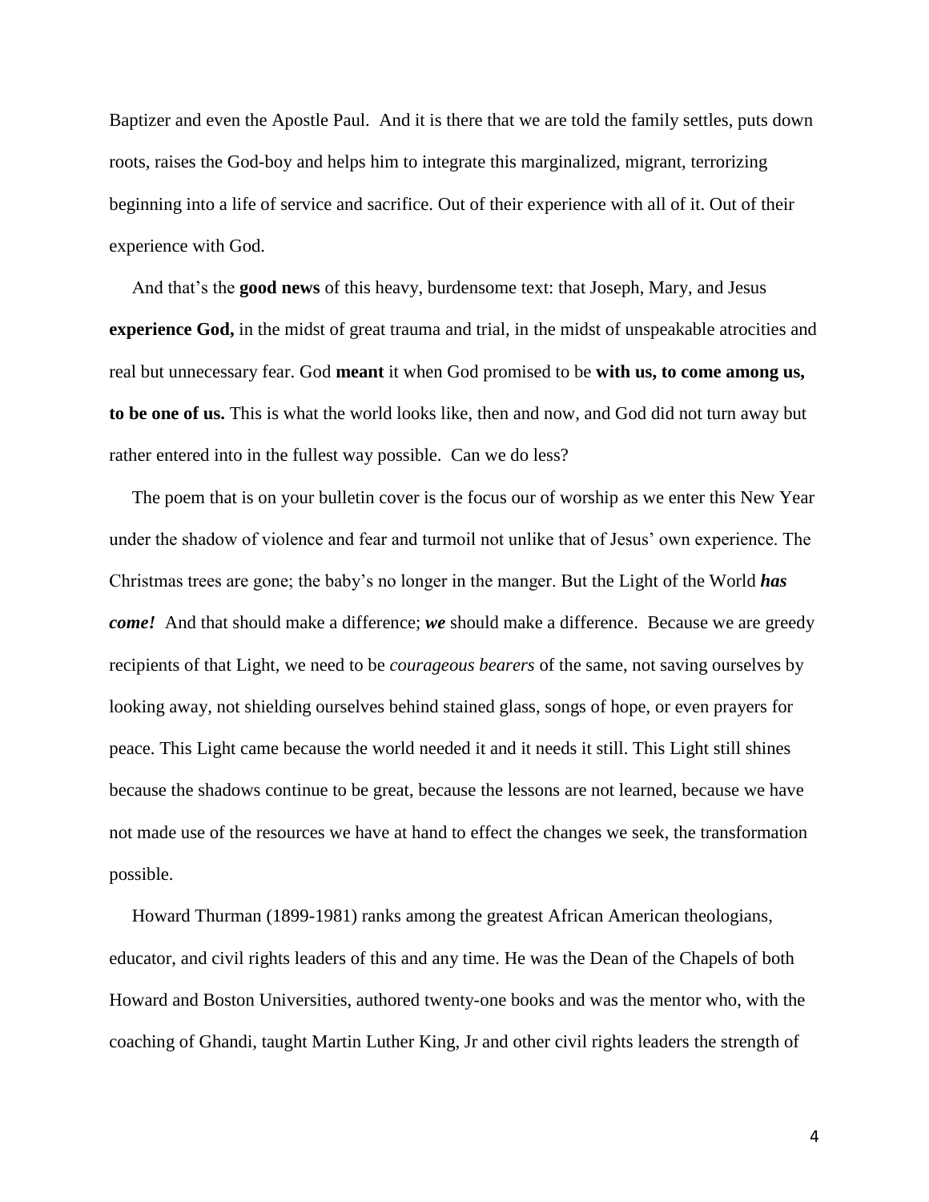Baptizer and even the Apostle Paul. And it is there that we are told the family settles, puts down roots, raises the God-boy and helps him to integrate this marginalized, migrant, terrorizing beginning into a life of service and sacrifice. Out of their experience with all of it. Out of their experience with God.

And that's the **good news** of this heavy, burdensome text: that Joseph, Mary, and Jesus **experience God,** in the midst of great trauma and trial, in the midst of unspeakable atrocities and real but unnecessary fear. God **meant** it when God promised to be **with us, to come among us, to be one of us.** This is what the world looks like, then and now, and God did not turn away but rather entered into in the fullest way possible. Can we do less?

The poem that is on your bulletin cover is the focus our of worship as we enter this New Year under the shadow of violence and fear and turmoil not unlike that of Jesus' own experience. The Christmas trees are gone; the baby's no longer in the manger. But the Light of the World ***has come!*** And that should make a difference; ***we*** should make a difference. Because we are greedy recipients of that Light, we need to be *courageous bearers* of the same, not saving ourselves by looking away, not shielding ourselves behind stained glass, songs of hope, or even prayers for peace. This Light came because the world needed it and it needs it still. This Light still shines because the shadows continue to be great, because the lessons are not learned, because we have not made use of the resources we have at hand to effect the changes we seek, the transformation possible.

Howard Thurman (1899-1981) ranks among the greatest African American theologians, educator, and civil rights leaders of this and any time. He was the Dean of the Chapels of both Howard and Boston Universities, authored twenty-one books and was the mentor who, with the coaching of Ghandi, taught Martin Luther King, Jr and other civil rights leaders the strength of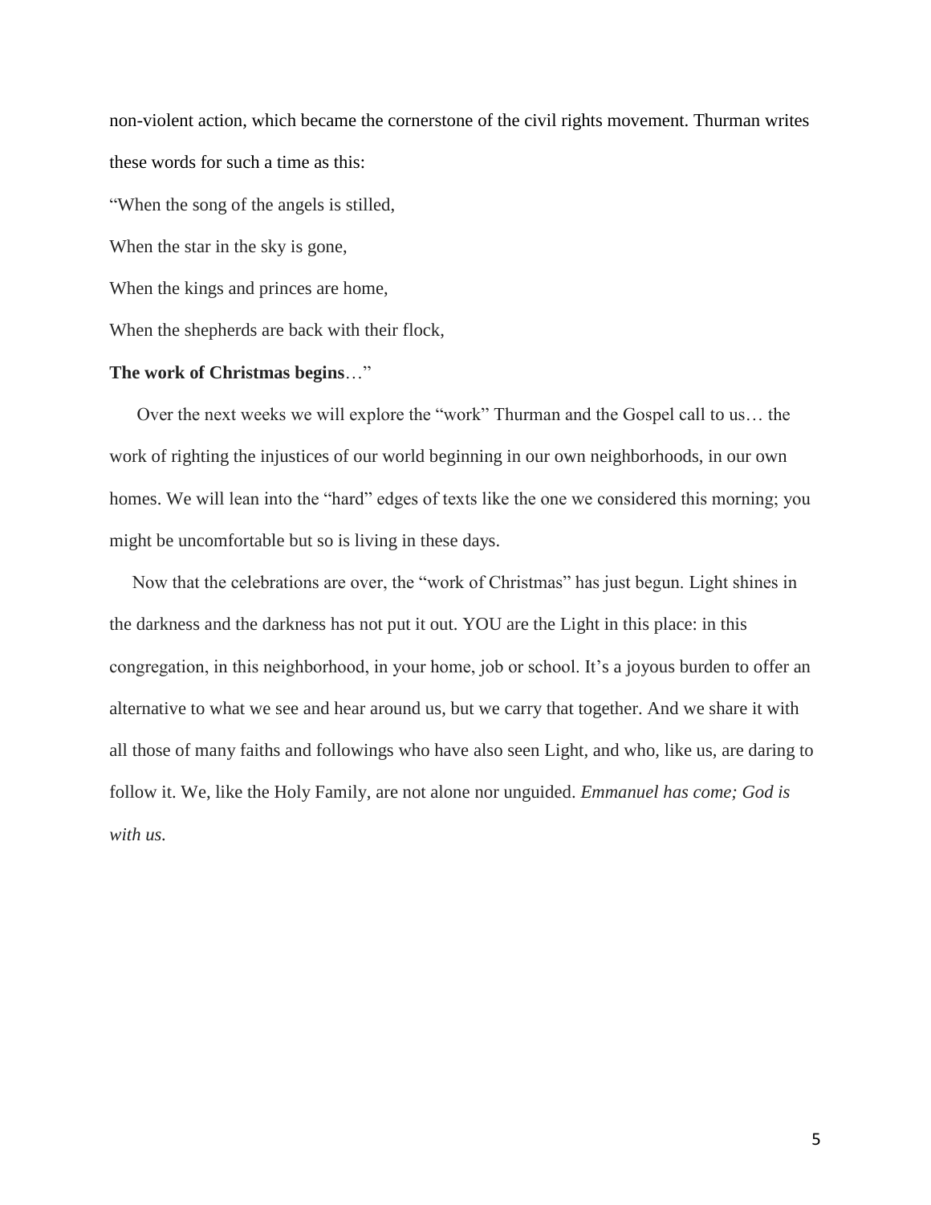non-violent action, which became the cornerstone of the civil rights movement. Thurman writes these words for such a time as this:

"When the song of the angels is stilled,

When the star in the sky is gone,

When the kings and princes are home,

When the shepherds are back with their flock,

**The work of Christmas begins**…"

Over the next weeks we will explore the "work" Thurman and the Gospel call to us… the work of righting the injustices of our world beginning in our own neighborhoods, in our own homes. We will lean into the "hard" edges of texts like the one we considered this morning; you might be uncomfortable but so is living in these days.

Now that the celebrations are over, the "work of Christmas" has just begun. Light shines in the darkness and the darkness has not put it out. YOU are the Light in this place: in this congregation, in this neighborhood, in your home, job or school. It's a joyous burden to offer an alternative to what we see and hear around us, but we carry that together. And we share it with all those of many faiths and followings who have also seen Light, and who, like us, are daring to follow it. We, like the Holy Family, are not alone nor unguided. *Emmanuel has come; God is with us.*